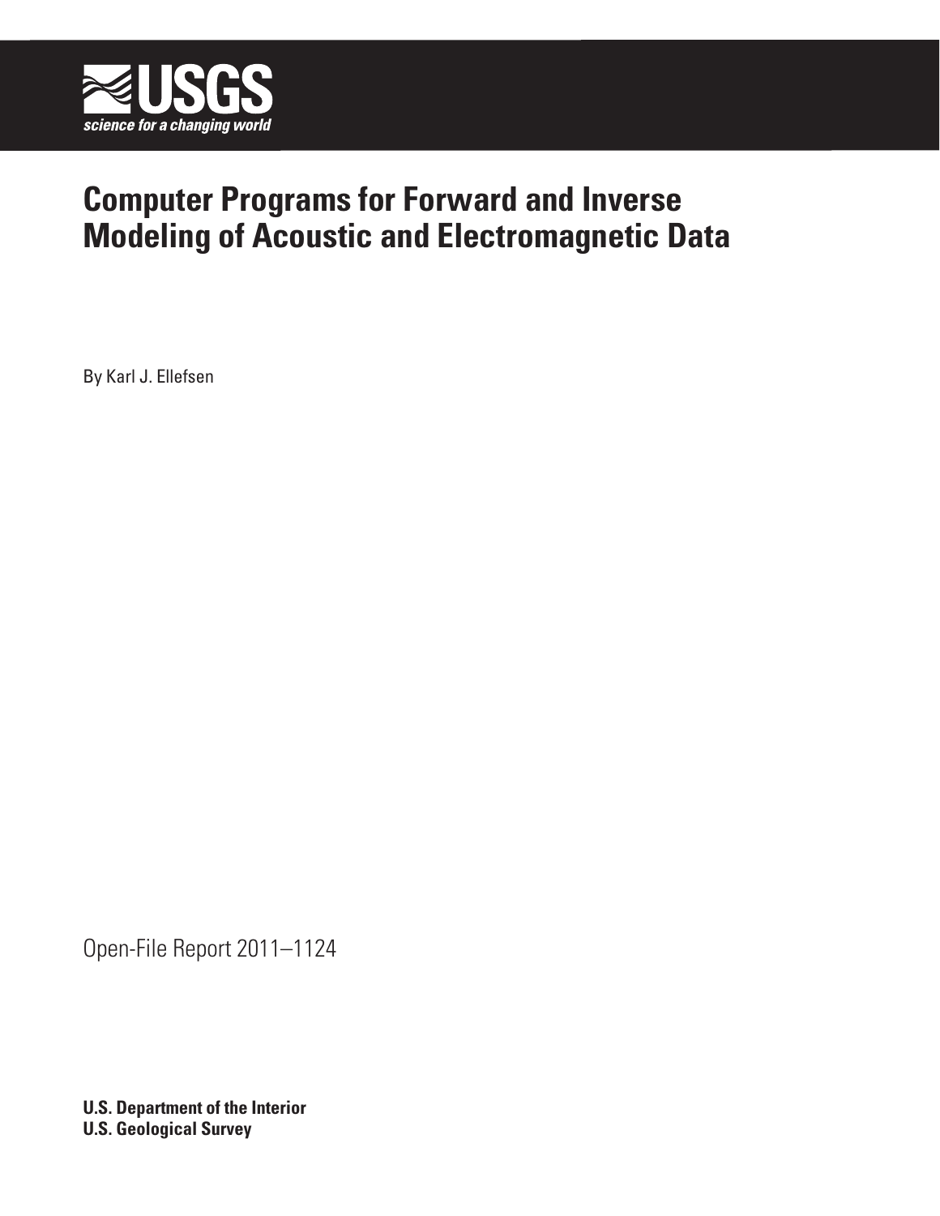USGS

science for a changing world

# Computer Programs for Forward and Inverse Modeling of Acoustic and Electromagnetic Data

By Karl J. Ellefsen

Open-File Report 2011–1124

**U.S. Department of the Interior**
**U.S. Geological Survey**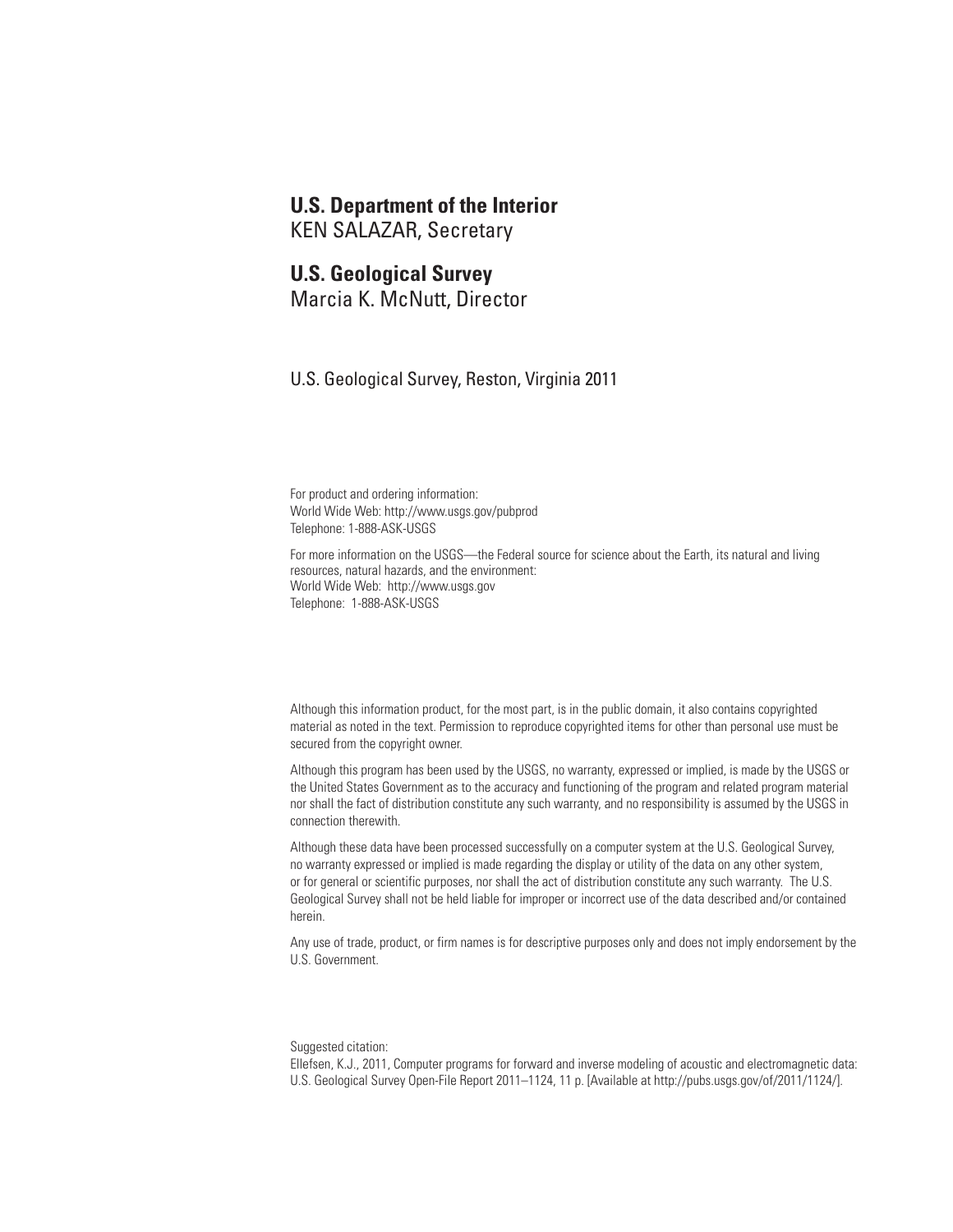**U.S. Department of the Interior**
KEN SALAZAR, Secretary

**U.S. Geological Survey**
Marcia K. McNutt, Director

U.S. Geological Survey, Reston, Virginia 2011

For product and ordering information:
World Wide Web: http://www.usgs.gov/pubprod
Telephone: 1-888-ASK-USGS

For more information on the USGS—the Federal source for science about the Earth, its natural and living resources, natural hazards, and the environment:
World Wide Web: http://www.usgs.gov
Telephone: 1-888-ASK-USGS

Although this information product, for the most part, is in the public domain, it also contains copyrighted material as noted in the text. Permission to reproduce copyrighted items for other than personal use must be secured from the copyright owner.

Although this program has been used by the USGS, no warranty, expressed or implied, is made by the USGS or the United States Government as to the accuracy and functioning of the program and related program material nor shall the fact of distribution constitute any such warranty, and no responsibility is assumed by the USGS in connection therewith.

Although these data have been processed successfully on a computer system at the U.S. Geological Survey, no warranty expressed or implied is made regarding the display or utility of the data on any other system, or for general or scientific purposes, nor shall the act of distribution constitute any such warranty. The U.S. Geological Survey shall not be held liable for improper or incorrect use of the data described and/or contained herein.

Any use of trade, product, or firm names is for descriptive purposes only and does not imply endorsement by the U.S. Government.

Suggested citation:
Ellefsen, K.J., 2011, Computer programs for forward and inverse modeling of acoustic and electromagnetic data: U.S. Geological Survey Open-File Report 2011–1124, 11 p. [Available at http://pubs.usgs.gov/of/2011/1124/].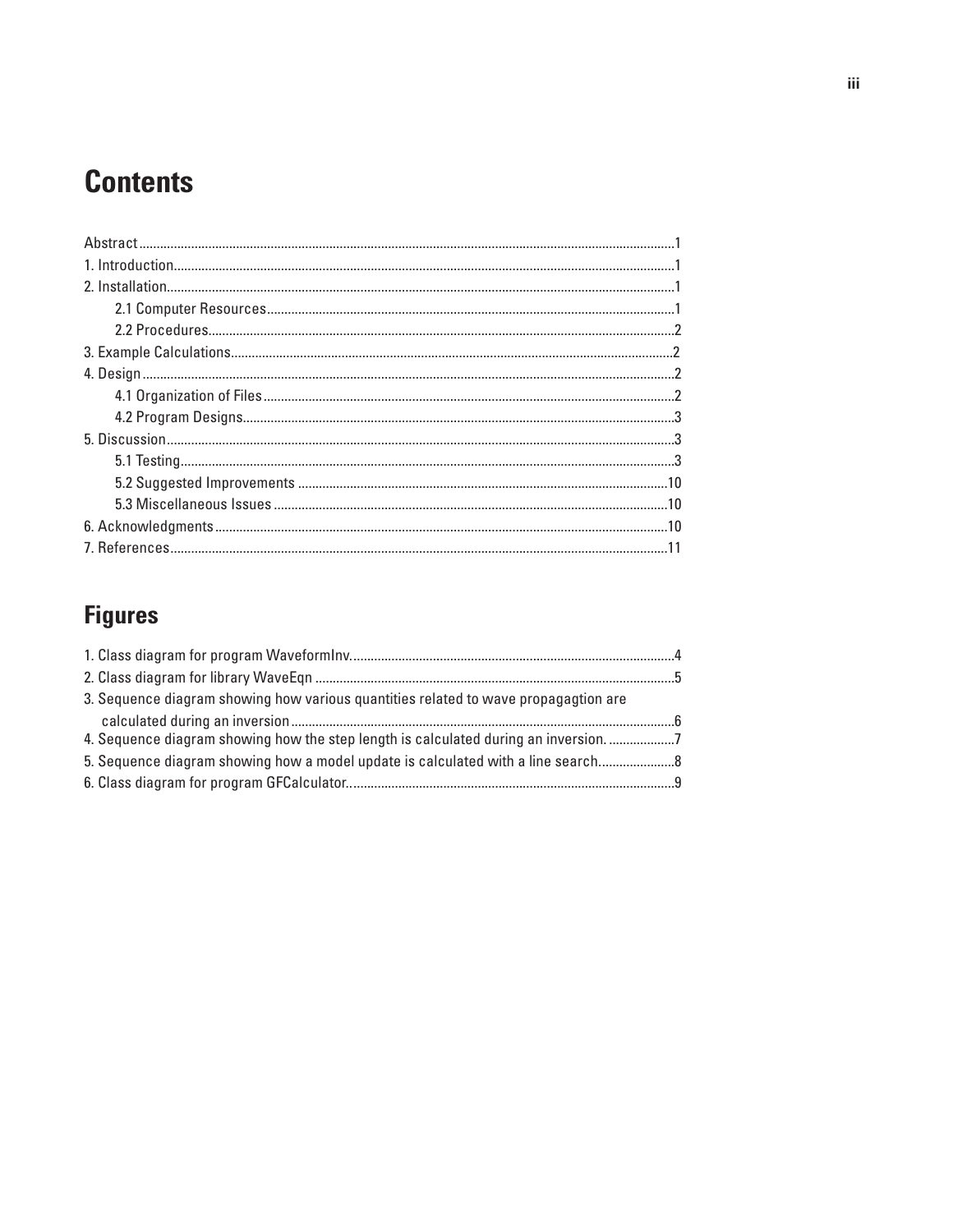# Contents

Abstract........................................................................................................................................................1
1. Introduction...............................................................................................................................................1
2. Installation................................................................................................................................................1
    2.1 Computer Resources...................................................................................................................1
    2.2 Procedures....................................................................................................................................2
3. Example Calculations.............................................................................................................................2
4. Design.......................................................................................................................................................2
    4.1 Organization of Files....................................................................................................................2
    4.2 Program Designs..........................................................................................................................3
5. Discussion................................................................................................................................................3
    5.1 Testing............................................................................................................................................3
    5.2 Suggested Improvements .........................................................................................................10
    5.3 Miscellaneous Issues ................................................................................................................10
6. Acknowledgments................................................................................................................................10
7. References.............................................................................................................................................11

# Figures

1. Class diagram for program WaveformInv............................................................................................4
2. Class diagram for library WaveEqn ......................................................................................................5
3. Sequence diagram showing how various quantities related to wave propagagtion are calculated during an inversion............................................................................................................6
4. Sequence diagram showing how the step length is calculated during an inversion. ..................7
5. Sequence diagram showing how a model update is calculated with a line search.....................8
6. Class diagram for program GFCalculator.............................................................................................9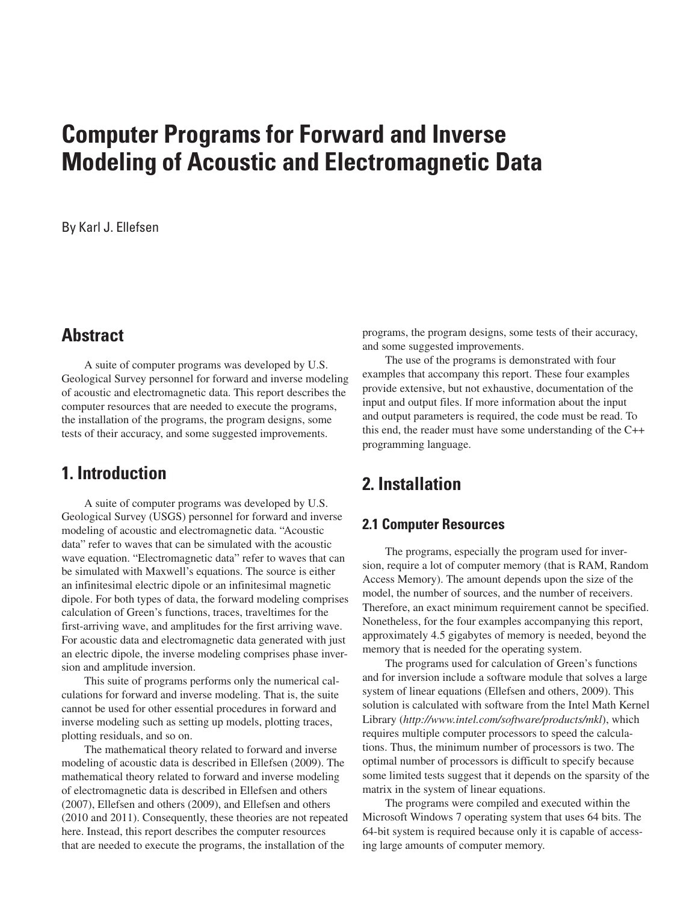# Computer Programs for Forward and Inverse Modeling of Acoustic and Electromagnetic Data

By Karl J. Ellefsen

## Abstract

A suite of computer programs was developed by U.S. Geological Survey personnel for forward and inverse modeling of acoustic and electromagnetic data. This report describes the computer resources that are needed to execute the programs, the installation of the programs, the program designs, some tests of their accuracy, and some suggested improvements.

## 1. Introduction

A suite of computer programs was developed by U.S. Geological Survey (USGS) personnel for forward and inverse modeling of acoustic and electromagnetic data. "Acoustic data" refer to waves that can be simulated with the acoustic wave equation. "Electromagnetic data" refer to waves that can be simulated with Maxwell's equations. The source is either an infinitesimal electric dipole or an infinitesimal magnetic dipole. For both types of data, the forward modeling comprises calculation of Green's functions, traces, traveltimes for the first-arriving wave, and amplitudes for the first arriving wave. For acoustic data and electromagnetic data generated with just an electric dipole, the inverse modeling comprises phase inversion and amplitude inversion.

This suite of programs performs only the numerical calculations for forward and inverse modeling. That is, the suite cannot be used for other essential procedures in forward and inverse modeling such as setting up models, plotting traces, plotting residuals, and so on.

The mathematical theory related to forward and inverse modeling of acoustic data is described in Ellefsen (2009). The mathematical theory related to forward and inverse modeling of electromagnetic data is described in Ellefsen and others (2007), Ellefsen and others (2009), and Ellefsen and others (2010 and 2011). Consequently, these theories are not repeated here. Instead, this report describes the computer resources that are needed to execute the programs, the installation of the programs, the program designs, some tests of their accuracy, and some suggested improvements.

The use of the programs is demonstrated with four examples that accompany this report. These four examples provide extensive, but not exhaustive, documentation of the input and output files. If more information about the input and output parameters is required, the code must be read. To this end, the reader must have some understanding of the C++ programming language.

## 2. Installation

### 2.1 Computer Resources

The programs, especially the program used for inversion, require a lot of computer memory (that is RAM, Random Access Memory). The amount depends upon the size of the model, the number of sources, and the number of receivers. Therefore, an exact minimum requirement cannot be specified. Nonetheless, for the four examples accompanying this report, approximately 4.5 gigabytes of memory is needed, beyond the memory that is needed for the operating system.

The programs used for calculation of Green's functions and for inversion include a software module that solves a large system of linear equations (Ellefsen and others, 2009). This solution is calculated with software from the Intel Math Kernel Library (*http://www.intel.com/software/products/mkl*), which requires multiple computer processors to speed the calculations. Thus, the minimum number of processors is two. The optimal number of processors is difficult to specify because some limited tests suggest that it depends on the sparsity of the matrix in the system of linear equations.

The programs were compiled and executed within the Microsoft Windows 7 operating system that uses 64 bits. The 64-bit system is required because only it is capable of accessing large amounts of computer memory.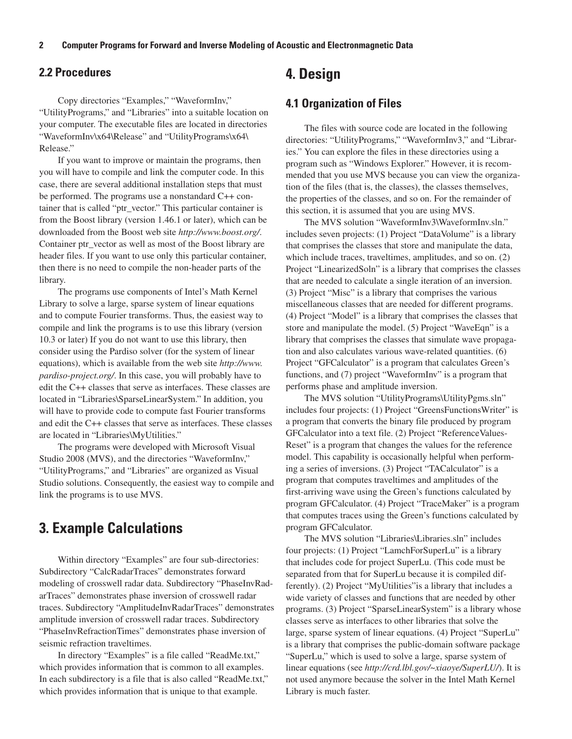### 2.2 Procedures

Copy directories “Examples,” “WaveformInv,” “UtilityPrograms,” and “Libraries” into a suitable location on your computer. The executable files are located in directories “WaveformInv\x64\Release” and “UtilityPrograms\x64\Release.”

If you want to improve or maintain the programs, then you will have to compile and link the computer code. In this case, there are several additional installation steps that must be performed. The programs use a nonstandard C++ container that is called “ptr_vector.” This particular container is from the Boost library (version 1.46.1 or later), which can be downloaded from the Boost web site *http://www.boost.org/*. Container ptr_vector as well as most of the Boost library are header files. If you want to use only this particular container, then there is no need to compile the non-header parts of the library.

The programs use components of Intel’s Math Kernel Library to solve a large, sparse system of linear equations and to compute Fourier transforms. Thus, the easiest way to compile and link the programs is to use this library (version 10.3 or later) If you do not want to use this library, then consider using the Pardiso solver (for the system of linear equations), which is available from the web site *http://www.pardiso-project.org/*. In this case, you will probably have to edit the C++ classes that serve as interfaces. These classes are located in “Libraries\SparseLinearSystem.” In addition, you will have to provide code to compute fast Fourier transforms and edit the C++ classes that serve as interfaces. These classes are located in “Libraries\MyUtilities.”

The programs were developed with Microsoft Visual Studio 2008 (MVS), and the directories “WaveformInv,” “UtilityPrograms,” and “Libraries” are organized as Visual Studio solutions. Consequently, the easiest way to compile and link the programs is to use MVS.

## 3. Example Calculations

Within directory “Examples” are four sub-directories: Subdirectory “CalcRadarTraces” demonstrates forward modeling of crosswell radar data. Subdirectory “PhaseInvRadarTraces” demonstrates phase inversion of crosswell radar traces. Subdirectory “AmplitudeInvRadarTraces” demonstrates amplitude inversion of crosswell radar traces. Subdirectory “PhaseInvRefractionTimes” demonstrates phase inversion of seismic refraction traveltimes.

In directory “Examples” is a file called “ReadMe.txt,” which provides information that is common to all examples. In each subdirectory is a file that is also called “ReadMe.txt,” which provides information that is unique to that example.

## 4. Design

### 4.1 Organization of Files

The files with source code are located in the following directories: “UtilityPrograms,” “WaveformInv3,” and “Libraries.” You can explore the files in these directories using a program such as “Windows Explorer.” However, it is recommended that you use MVS because you can view the organization of the files (that is, the classes), the classes themselves, the properties of the classes, and so on. For the remainder of this section, it is assumed that you are using MVS.

The MVS solution “WaveformInv3\WaveformInv.sln.” includes seven projects: (1) Project “DataVolume” is a library that comprises the classes that store and manipulate the data, which include traces, traveltimes, amplitudes, and so on. (2) Project “LinearizedSoln” is a library that comprises the classes that are needed to calculate a single iteration of an inversion. (3) Project “Misc” is a library that comprises the various miscellaneous classes that are needed for different programs. (4) Project “Model” is a library that comprises the classes that store and manipulate the model. (5) Project “WaveEqn” is a library that comprises the classes that simulate wave propagation and also calculates various wave-related quantities. (6) Project “GFCalculator” is a program that calculates Green’s functions, and (7) project “WaveformInv” is a program that performs phase and amplitude inversion.

The MVS solution “UtilityPrograms\UtilityPgms.sln” includes four projects: (1) Project “GreensFunctionsWriter” is a program that converts the binary file produced by program GFCalculator into a text file. (2) Project “ReferenceValues-Reset” is a program that changes the values for the reference model. This capability is occasionally helpful when performing a series of inversions. (3) Project “TACalculator” is a program that computes traveltimes and amplitudes of the first-arriving wave using the Green’s functions calculated by program GFCalculator. (4) Project “TraceMaker” is a program that computes traces using the Green’s functions calculated by program GFCalculator.

The MVS solution “Libraries\Libraries.sln” includes four projects: (1) Project “LamchForSuperLu” is a library that includes code for project SuperLu. (This code must be separated from that for SuperLu because it is compiled differently). (2) Project “MyUtilities”is a library that includes a wide variety of classes and functions that are needed by other programs. (3) Project “SparseLinearSystem” is a library whose classes serve as interfaces to other libraries that solve the large, sparse system of linear equations. (4) Project “SuperLu” is a library that comprises the public-domain software package “SuperLu,” which is used to solve a large, sparse system of linear equations (see *http://crd.lbl.gov/~xiaoye/SuperLU/*). It is not used anymore because the solver in the Intel Math Kernel Library is much faster.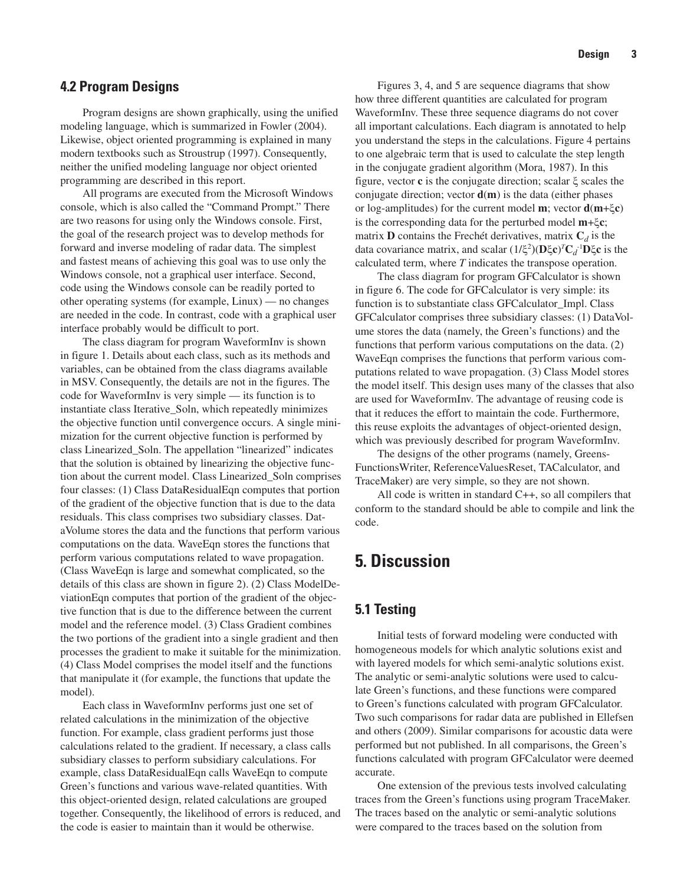## 4.2 Program Designs

Program designs are shown graphically, using the unified modeling language, which is summarized in Fowler (2004). Likewise, object oriented programming is explained in many modern textbooks such as Stroustrup (1997). Consequently, neither the unified modeling language nor object oriented programming are described in this report.

All programs are executed from the Microsoft Windows console, which is also called the "Command Prompt." There are two reasons for using only the Windows console. First, the goal of the research project was to develop methods for forward and inverse modeling of radar data. The simplest and fastest means of achieving this goal was to use only the Windows console, not a graphical user interface. Second, code using the Windows console can be readily ported to other operating systems (for example, Linux) — no changes are needed in the code. In contrast, code with a graphical user interface probably would be difficult to port.

The class diagram for program WaveformInv is shown in figure 1. Details about each class, such as its methods and variables, can be obtained from the class diagrams available in MSV. Consequently, the details are not in the figures. The code for WaveformInv is very simple — its function is to instantiate class Iterative_Soln, which repeatedly minimizes the objective function until convergence occurs. A single minimization for the current objective function is performed by class Linearized_Soln. The appellation "linearized" indicates that the solution is obtained by linearizing the objective function about the current model. Class Linearized_Soln comprises four classes: (1) Class DataResidualEqn computes that portion of the gradient of the objective function that is due to the data residuals. This class comprises two subsidiary classes. DataVolume stores the data and the functions that perform various computations on the data. WaveEqn stores the functions that perform various computations related to wave propagation. (Class WaveEqn is large and somewhat complicated, so the details of this class are shown in figure 2). (2) Class ModelDeviationEqn computes that portion of the gradient of the objective function that is due to the difference between the current model and the reference model. (3) Class Gradient combines the two portions of the gradient into a single gradient and then processes the gradient to make it suitable for the minimization. (4) Class Model comprises the model itself and the functions that manipulate it (for example, the functions that update the model).

Each class in WaveformInv performs just one set of related calculations in the minimization of the objective function. For example, class gradient performs just those calculations related to the gradient. If necessary, a class calls subsidiary classes to perform subsidiary calculations. For example, class DataResidualEqn calls WaveEqn to compute Green's functions and various wave-related quantities. With this object-oriented design, related calculations are grouped together. Consequently, the likelihood of errors is reduced, and the code is easier to maintain than it would be otherwise.

Figures 3, 4, and 5 are sequence diagrams that show how three different quantities are calculated for program WaveformInv. These three sequence diagrams do not cover all important calculations. Each diagram is annotated to help you understand the steps in the calculations. Figure 4 pertains to one algebraic term that is used to calculate the step length in the conjugate gradient algorithm (Mora, 1987). In this figure, vector $\mathbf{c}$ is the conjugate direction; scalar $\xi$ scales the conjugate direction; vector $\mathbf{d}(\mathbf{m})$ is the data (either phases or log-amplitudes) for the current model $\mathbf{m}$; vector $\mathbf{d}(\mathbf{m}+\xi\mathbf{c})$ is the corresponding data for the perturbed model $\mathbf{m}+\xi\mathbf{c}$; matrix $\mathbf{D}$ contains the Frechét derivatives, matrix $\mathbf{C}_d$ is the data covariance matrix, and scalar $(1/\xi^2)(\mathbf{D}\xi\mathbf{c})^T\mathbf{C}_d^{-1}\mathbf{D}\xi\mathbf{c}$ is the calculated term, where $T$ indicates the transpose operation.

The class diagram for program GFCalculator is shown in figure 6. The code for GFCalculator is very simple: its function is to substantiate class GFCalculator_Impl. Class GFCalculator comprises three subsidiary classes: (1) DataVolume stores the data (namely, the Green's functions) and the functions that perform various computations on the data. (2) WaveEqn comprises the functions that perform various computations related to wave propagation. (3) Class Model stores the model itself. This design uses many of the classes that also are used for WaveformInv. The advantage of reusing code is that it reduces the effort to maintain the code. Furthermore, this reuse exploits the advantages of object-oriented design, which was previously described for program WaveformInv.

The designs of the other programs (namely, GreensFunctionsWriter, ReferenceValuesReset, TACalculator, and TraceMaker) are very simple, so they are not shown.

All code is written in standard C++, so all compilers that conform to the standard should be able to compile and link the code.

# 5. Discussion

## 5.1 Testing

Initial tests of forward modeling were conducted with homogeneous models for which analytic solutions exist and with layered models for which semi-analytic solutions exist. The analytic or semi-analytic solutions were used to calculate Green's functions, and these functions were compared to Green's functions calculated with program GFCalculator. Two such comparisons for radar data are published in Ellefsen and others (2009). Similar comparisons for acoustic data were performed but not published. In all comparisons, the Green's functions calculated with program GFCalculator were deemed accurate.

One extension of the previous tests involved calculating traces from the Green's functions using program TraceMaker. The traces based on the analytic or semi-analytic solutions were compared to the traces based on the solution from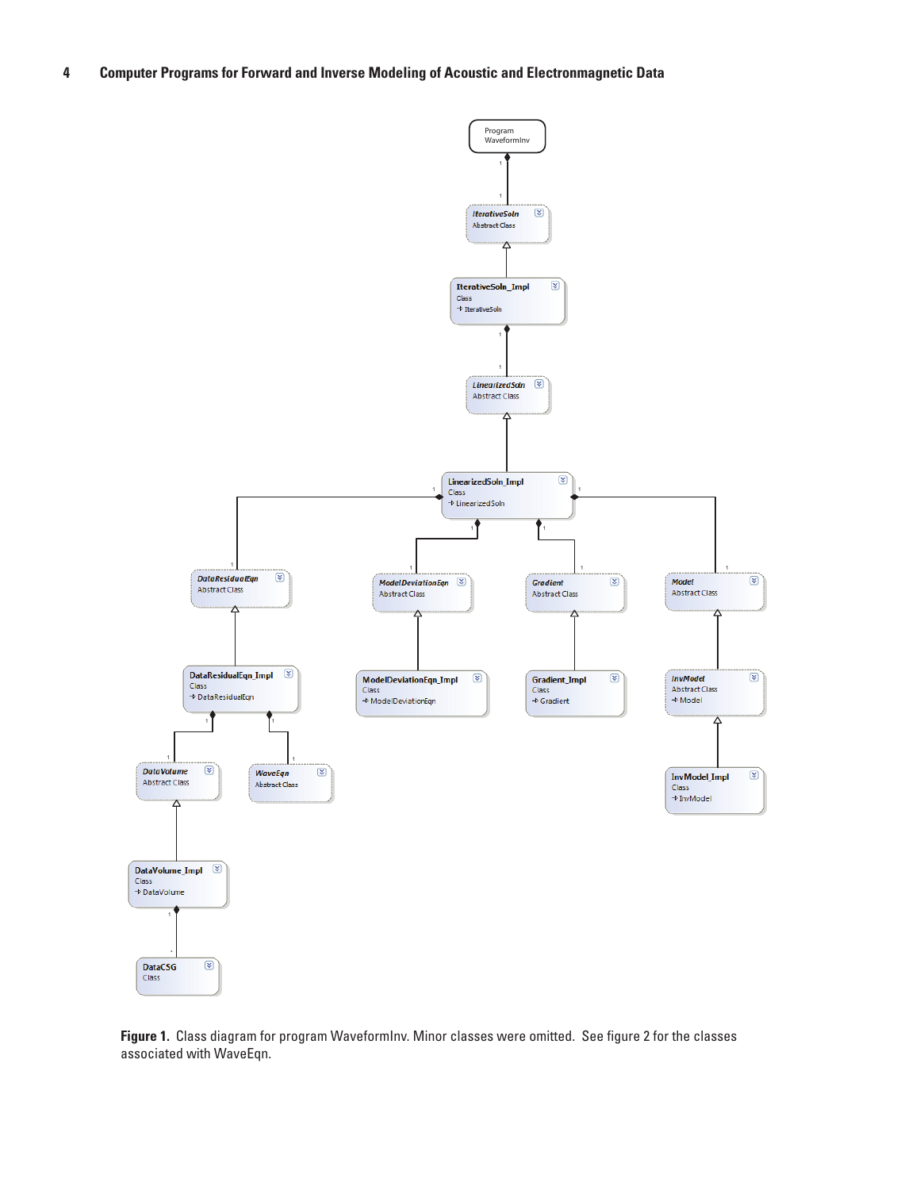Figure 1. Class diagram for program WaveformInv. Minor classes were omitted. See figure 2 for the classes associated with WaveEqn.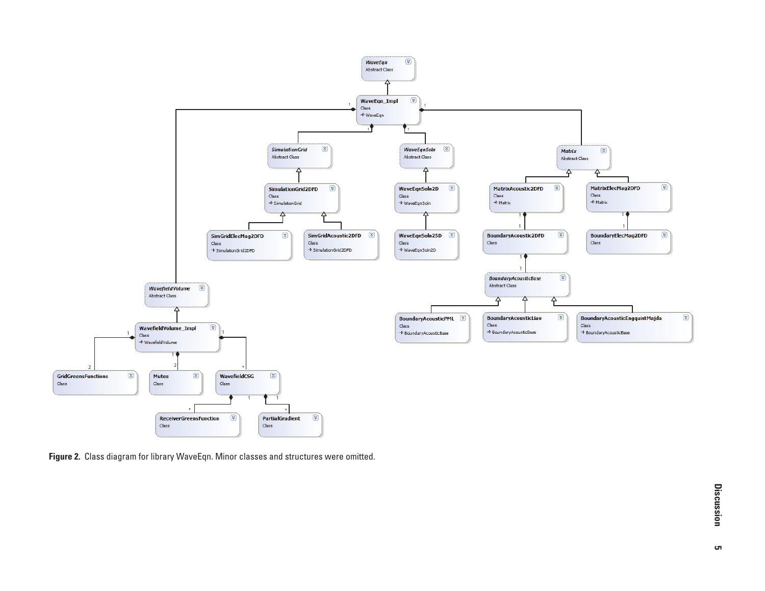**Figure 2.** Class diagram for library WaveEqn. Minor classes and structures were omitted.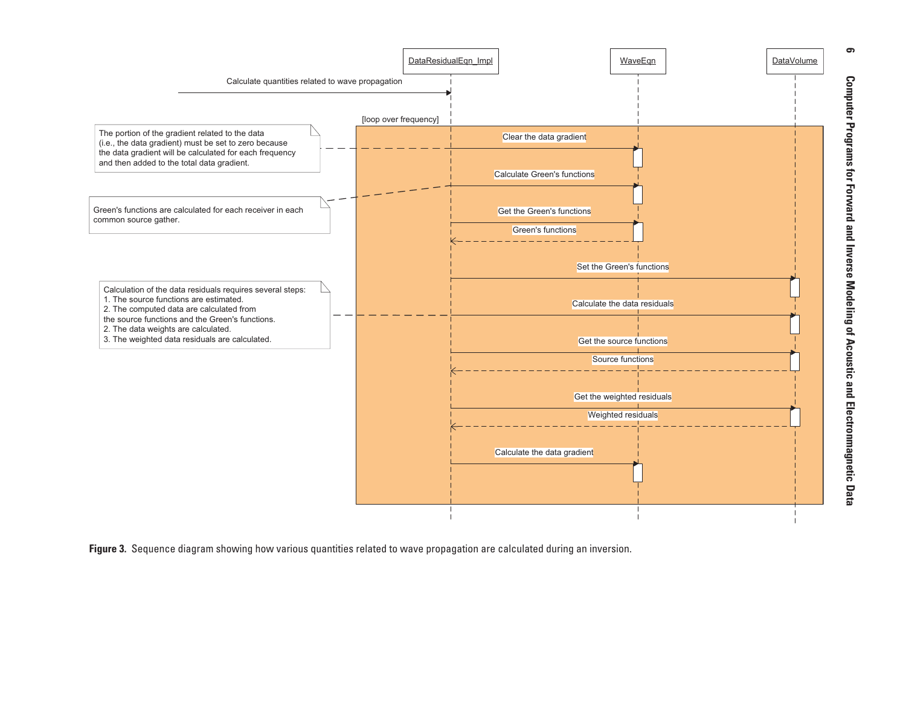DataResidualEqn_Impl

WaveEqn

DataVolume

Calculate quantities related to wave propagation

[loop over frequency]

The portion of the gradient related to the data (i.e., the data gradient) must be set to zero because the data gradient will be calculated for each frequency and then added to the total data gradient.

Clear the data gradient

Calculate Green's functions

Green's functions are calculated for each receiver in each common source gather.

Get the Green's functions

Green's functions

Set the Green's functions

Calculation of the data residuals requires several steps:
1. The source functions are estimated.
2. The computed data are calculated from the source functions and the Green's functions.
2. The data weights are calculated.
3. The weighted data residuals are calculated.

Calculate the data residuals

Get the source functions

Source functions

Get the weighted residuals

Weighted residuals

Calculate the data gradient

**Figure 3.** Sequence diagram showing how various quantities related to wave propagation are calculated during an inversion.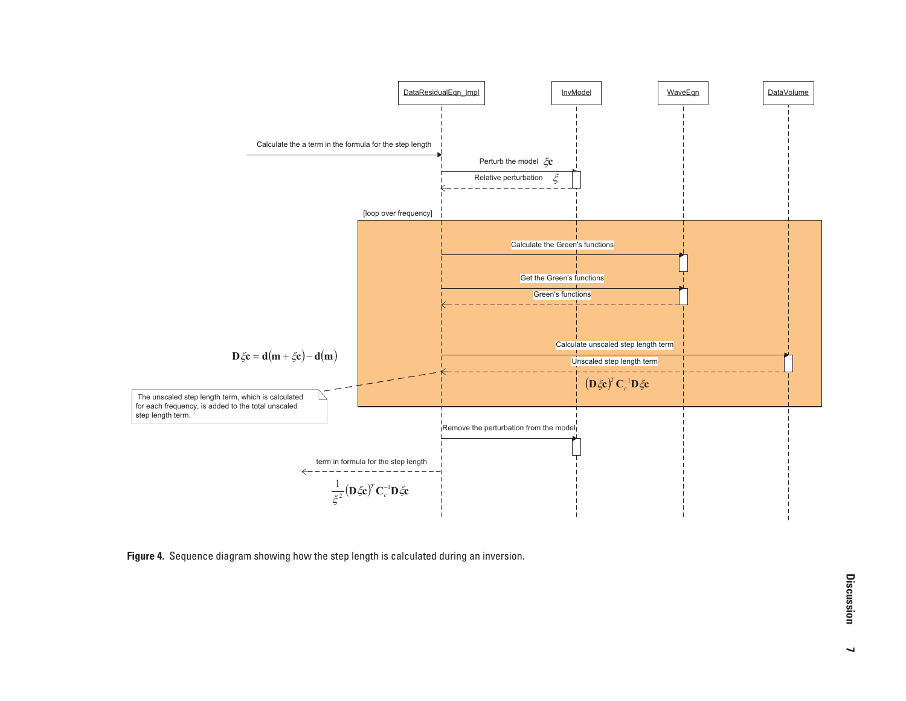DataResidualEqn_Impl

InvModel

WaveEqn

DataVolume

Calculate the a term in the formula for the step length

Perturb the model $\xi \mathbf{c}$

Relative perturbation $\xi$

[loop over frequency]

Calculate the Green's functions

Get the Green's functions

Green's functions

$$\mathbf{D}\xi\mathbf{c} = \mathbf{d}(\mathbf{m} + \xi\mathbf{c}) - \mathbf{d}(\mathbf{m})$$

Calculate unscaled step length term

Unscaled step length term

$$(\mathbf{D}\xi\mathbf{c})^T \mathbf{C}_c^{-1} \mathbf{D}\xi\mathbf{c}$$

The unscaled step length term, which is calculated for each frequency, is added to the total unscaled step length term.

Remove the perturbation from the model

term in formula for the step length

$$\frac{1}{\xi^2}(\mathbf{D}\xi\mathbf{c})^T \mathbf{C}_c^{-1} \mathbf{D}\xi\mathbf{c}$$

**Figure 4.** Sequence diagram showing how the step length is calculated during an inversion.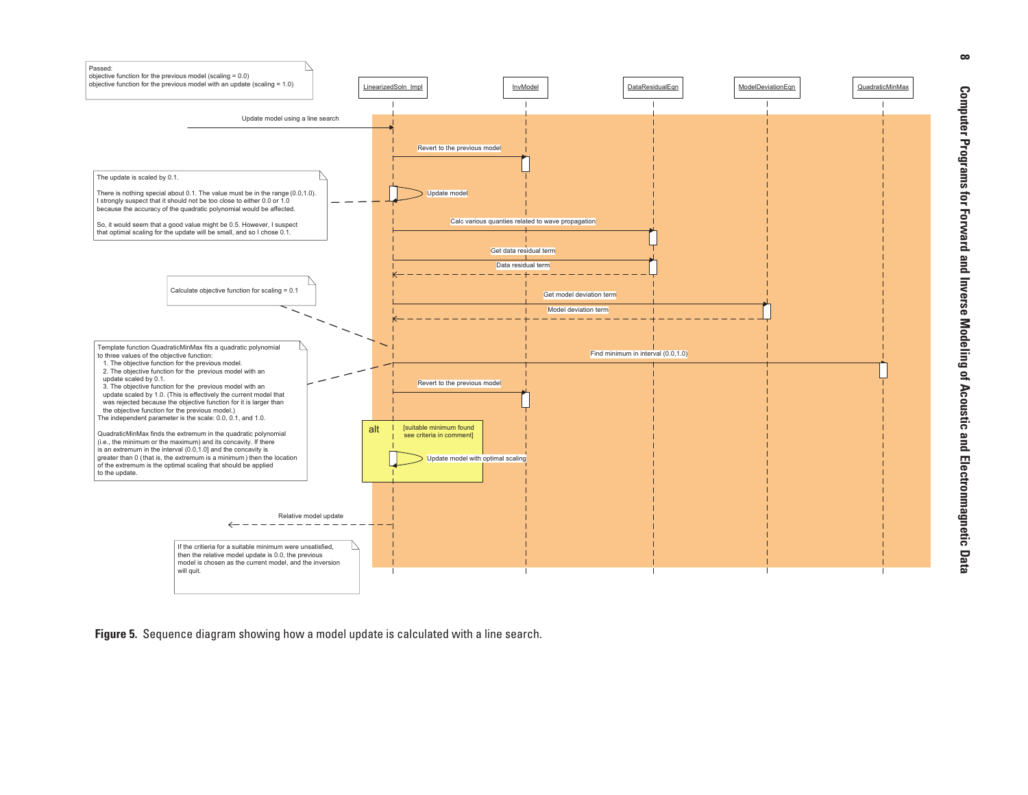Passed:
objective function for the previous model (scaling = 0.0)
objective function for the previous model with an update (scaling = 1.0)

LinearizedSoln_Impl | InvModel | DataResidualEqn | ModelDeviationEqn | QuadraticMinMax

Update model using a line search

Revert to the previous model

The update is scaled by 0.1.

There is nothing special about 0.1. The value must be in the range (0.0,1.0). I strongly suspect that it should not be too close to either 0.0 or 1.0 because the accuracy of the quadratic polynomial would be affected.

So, it would seem that a good value might be 0.5. However, I suspect that optimal scaling for the update will be small, and so I chose 0.1.

Update model

Calc various quanties related to wave propagation

Get data residual term

Data residual term

Calculate objective function for scaling = 0.1

Get model deviation term

Model deviation term

Template function QuadraticMinMax fits a quadratic polynomial to three values of the objective function:
1. The objective function for the previous model.
2. The objective function for the previous model with an update scaled by 0.1.
3. The objective function for the previous model with an update scaled by 1.0. (This is effectively the current model that was rejected because the objective function for it is larger than the objective function for the previous model.)

The independent parameter is the scale: 0.0, 0.1, and 1.0.

QuadraticMinMax finds the extremum in the quadratic polynomial (i.e., the minimum or the maximum) and its concavity. If there is an extremum in the interval (0.0,1.0] and the concavity is greater than 0 (that is, the extremum is a minimum) then the location of the extremum is the optimal scaling that should be applied to the update.

Find minimum in interval (0.0,1.0)

Revert to the previous model

alt [suitable minimum found see criteria in comment]

Update model with optimal scaling

Relative model update

If the critieria for a suitable minimum were unsatisfied, then the relative model update is 0.0, the previous model is chosen as the current model, and the inversion will quit.

**Figure 5.** Sequence diagram showing how a model update is calculated with a line search.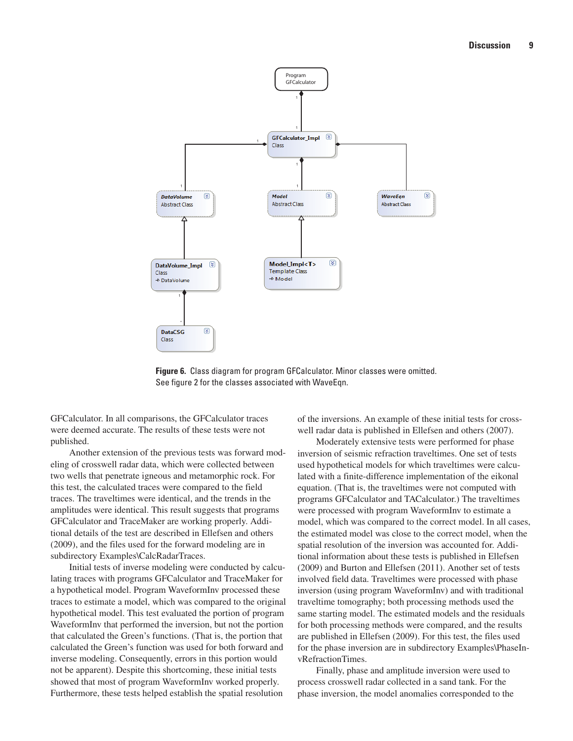**Figure 6.** Class diagram for program GFCalculator. Minor classes were omitted. See figure 2 for the classes associated with WaveEqn.

GFCalculator. In all comparisons, the GFCalculator traces were deemed accurate. The results of these tests were not published.

Another extension of the previous tests was forward modeling of crosswell radar data, which were collected between two wells that penetrate igneous and metamorphic rock. For this test, the calculated traces were compared to the field traces. The traveltimes were identical, and the trends in the amplitudes were identical. This result suggests that programs GFCalculator and TraceMaker are working properly. Additional details of the test are described in Ellefsen and others (2009), and the files used for the forward modeling are in subdirectory Examples\CalcRadarTraces.

Initial tests of inverse modeling were conducted by calculating traces with programs GFCalculator and TraceMaker for a hypothetical model. Program WaveformInv processed these traces to estimate a model, which was compared to the original hypothetical model. This test evaluated the portion of program WaveformInv that performed the inversion, but not the portion that calculated the Green's functions. (That is, the portion that calculated the Green's function was used for both forward and inverse modeling. Consequently, errors in this portion would not be apparent). Despite this shortcoming, these initial tests showed that most of program WaveformInv worked properly. Furthermore, these tests helped establish the spatial resolution of the inversions. An example of these initial tests for crosswell radar data is published in Ellefsen and others (2007).

Moderately extensive tests were performed for phase inversion of seismic refraction traveltimes. One set of tests used hypothetical models for which traveltimes were calculated with a finite-difference implementation of the eikonal equation. (That is, the traveltimes were not computed with programs GFCalculator and TACalculator.) The traveltimes were processed with program WaveformInv to estimate a model, which was compared to the correct model. In all cases, the estimated model was close to the correct model, when the spatial resolution of the inversion was accounted for. Additional information about these tests is published in Ellefsen (2009) and Burton and Ellefsen (2011). Another set of tests involved field data. Traveltimes were processed with phase inversion (using program WaveformInv) and with traditional traveltime tomography; both processing methods used the same starting model. The estimated models and the residuals for both processing methods were compared, and the results are published in Ellefsen (2009). For this test, the files used for the phase inversion are in subdirectory Examples\PhaseInvRefractionTimes.

Finally, phase and amplitude inversion were used to process crosswell radar collected in a sand tank. For the phase inversion, the model anomalies corresponded to the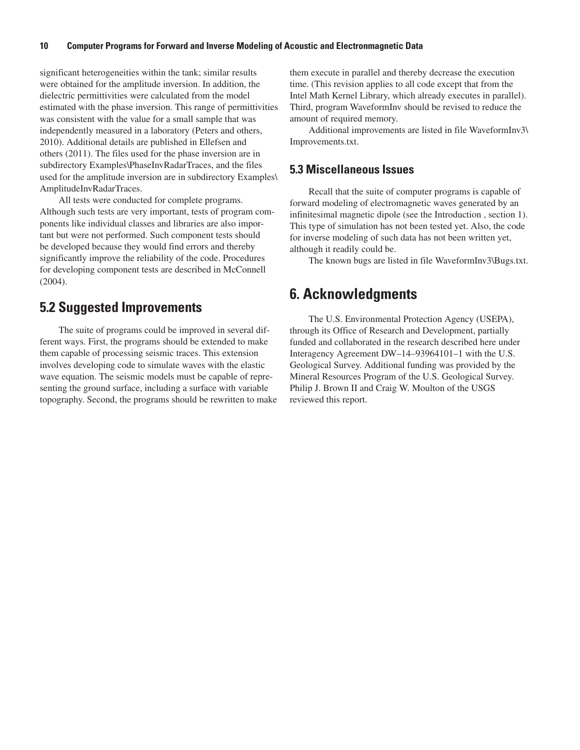significant heterogeneities within the tank; similar results were obtained for the amplitude inversion. In addition, the dielectric permittivities were calculated from the model estimated with the phase inversion. This range of permittivities was consistent with the value for a small sample that was independently measured in a laboratory (Peters and others, 2010). Additional details are published in Ellefsen and others (2011). The files used for the phase inversion are in subdirectory Examples\PhaseInvRadarTraces, and the files used for the amplitude inversion are in subdirectory Examples\AmplitudeInvRadarTraces.

All tests were conducted for complete programs. Although such tests are very important, tests of program components like individual classes and libraries are also important but were not performed. Such component tests should be developed because they would find errors and thereby significantly improve the reliability of the code. Procedures for developing component tests are described in McConnell (2004).

## 5.2 Suggested Improvements

The suite of programs could be improved in several different ways. First, the programs should be extended to make them capable of processing seismic traces. This extension involves developing code to simulate waves with the elastic wave equation. The seismic models must be capable of representing the ground surface, including a surface with variable topography. Second, the programs should be rewritten to make them execute in parallel and thereby decrease the execution time. (This revision applies to all code except that from the Intel Math Kernel Library, which already executes in parallel). Third, program WaveformInv should be revised to reduce the amount of required memory.

Additional improvements are listed in file WaveformInv3\Improvements.txt.

## 5.3 Miscellaneous Issues

Recall that the suite of computer programs is capable of forward modeling of electromagnetic waves generated by an infinitesimal magnetic dipole (see the Introduction , section 1). This type of simulation has not been tested yet. Also, the code for inverse modeling of such data has not been written yet, although it readily could be.

The known bugs are listed in file WaveformInv3\Bugs.txt.

# 6. Acknowledgments

The U.S. Environmental Protection Agency (USEPA), through its Office of Research and Development, partially funded and collaborated in the research described here under Interagency Agreement DW–14–93964101–1 with the U.S. Geological Survey. Additional funding was provided by the Mineral Resources Program of the U.S. Geological Survey. Philip J. Brown II and Craig W. Moulton of the USGS reviewed this report.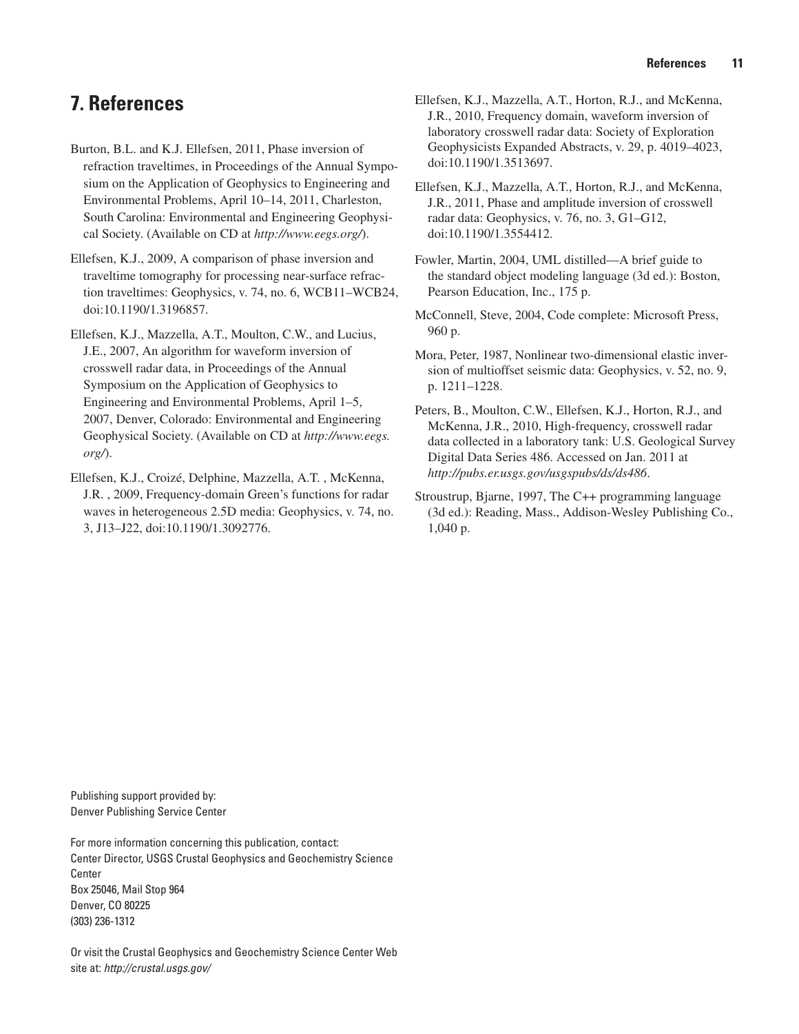# 7. References

Burton, B.L. and K.J. Ellefsen, 2011, Phase inversion of refraction traveltimes, in Proceedings of the Annual Symposium on the Application of Geophysics to Engineering and Environmental Problems, April 10–14, 2011, Charleston, South Carolina: Environmental and Engineering Geophysical Society. (Available on CD at *http://www.eegs.org/*).

Ellefsen, K.J., 2009, A comparison of phase inversion and traveltime tomography for processing near-surface refraction traveltimes: Geophysics, v. 74, no. 6, WCB11–WCB24, doi:10.1190/1.3196857.

Ellefsen, K.J., Mazzella, A.T., Moulton, C.W., and Lucius, J.E., 2007, An algorithm for waveform inversion of crosswell radar data, in Proceedings of the Annual Symposium on the Application of Geophysics to Engineering and Environmental Problems, April 1–5, 2007, Denver, Colorado: Environmental and Engineering Geophysical Society. (Available on CD at *http://www.eegs.org/*).

Ellefsen, K.J., Croizé, Delphine, Mazzella, A.T. , McKenna, J.R. , 2009, Frequency-domain Green's functions for radar waves in heterogeneous 2.5D media: Geophysics, v. 74, no. 3, J13–J22, doi:10.1190/1.3092776.

Ellefsen, K.J., Mazzella, A.T., Horton, R.J., and McKenna, J.R., 2010, Frequency domain, waveform inversion of laboratory crosswell radar data: Society of Exploration Geophysicists Expanded Abstracts, v. 29, p. 4019–4023, doi:10.1190/1.3513697.

Ellefsen, K.J., Mazzella, A.T., Horton, R.J., and McKenna, J.R., 2011, Phase and amplitude inversion of crosswell radar data: Geophysics, v. 76, no. 3, G1–G12, doi:10.1190/1.3554412.

Fowler, Martin, 2004, UML distilled—A brief guide to the standard object modeling language (3d ed.): Boston, Pearson Education, Inc., 175 p.

McConnell, Steve, 2004, Code complete: Microsoft Press, 960 p.

Mora, Peter, 1987, Nonlinear two-dimensional elastic inversion of multioffset seismic data: Geophysics, v. 52, no. 9, p. 1211–1228.

Peters, B., Moulton, C.W., Ellefsen, K.J., Horton, R.J., and McKenna, J.R., 2010, High-frequency, crosswell radar data collected in a laboratory tank: U.S. Geological Survey Digital Data Series 486. Accessed on Jan. 2011 at *http://pubs.er.usgs.gov/usgspubs/ds/ds486*.

Stroustrup, Bjarne, 1997, The C++ programming language (3d ed.): Reading, Mass., Addison-Wesley Publishing Co., 1,040 p.

Publishing support provided by:
Denver Publishing Service Center

For more information concerning this publication, contact:
Center Director, USGS Crustal Geophysics and Geochemistry Science Center
Box 25046, Mail Stop 964
Denver, CO 80225
(303) 236-1312

Or visit the Crustal Geophysics and Geochemistry Science Center Web site at: *http://crustal.usgs.gov/*